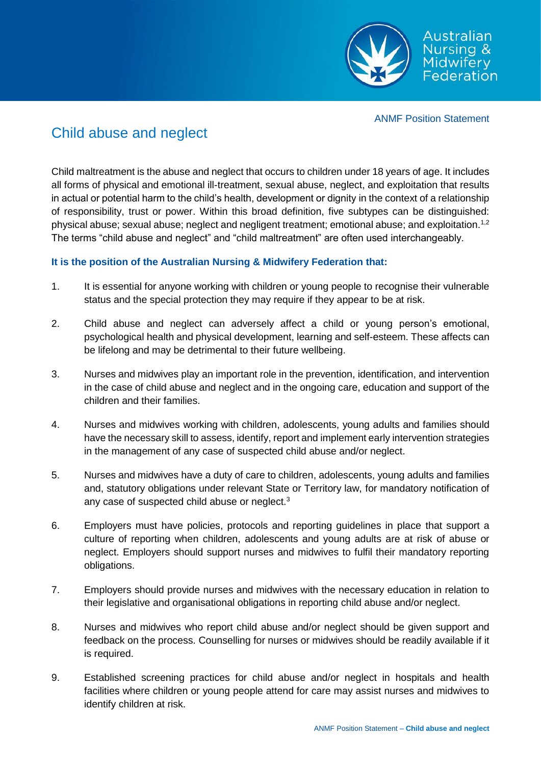ANMF Position Statement

# Child abuse and neglect

Child maltreatment is the abuse and neglect that occurs to children under 18 years of age. It includes all forms of physical and emotional ill-treatment, sexual abuse, neglect, and exploitation that results in actual or potential harm to the child's health, development or dignity in the context of a relationship of responsibility, trust or power. Within this broad definition, five subtypes can be distinguished: physical abuse; sexual abuse; neglect and negligent treatment; emotional abuse; and exploitation.[1,2] The terms "child abuse and neglect" and "child maltreatment" are often used interchangeably.

**It is the position of the Australian Nursing & Midwifery Federation that:**

1. It is essential for anyone working with children or young people to recognise their vulnerable status and the special protection they may require if they appear to be at risk.

2. Child abuse and neglect can adversely affect a child or young person's emotional, psychological health and physical development, learning and self-esteem. These affects can be lifelong and may be detrimental to their future wellbeing.

3. Nurses and midwives play an important role in the prevention, identification, and intervention in the case of child abuse and neglect and in the ongoing care, education and support of the children and their families.

4. Nurses and midwives working with children, adolescents, young adults and families should have the necessary skill to assess, identify, report and implement early intervention strategies in the management of any case of suspected child abuse and/or neglect.

5. Nurses and midwives have a duty of care to children, adolescents, young adults and families and, statutory obligations under relevant State or Territory law, for mandatory notification of any case of suspected child abuse or neglect.[3]

6. Employers must have policies, protocols and reporting guidelines in place that support a culture of reporting when children, adolescents and young adults are at risk of abuse or neglect. Employers should support nurses and midwives to fulfil their mandatory reporting obligations.

7. Employers should provide nurses and midwives with the necessary education in relation to their legislative and organisational obligations in reporting child abuse and/or neglect.

8. Nurses and midwives who report child abuse and/or neglect should be given support and feedback on the process. Counselling for nurses or midwives should be readily available if it is required.

9. Established screening practices for child abuse and/or neglect in hospitals and health facilities where children or young people attend for care may assist nurses and midwives to identify children at risk.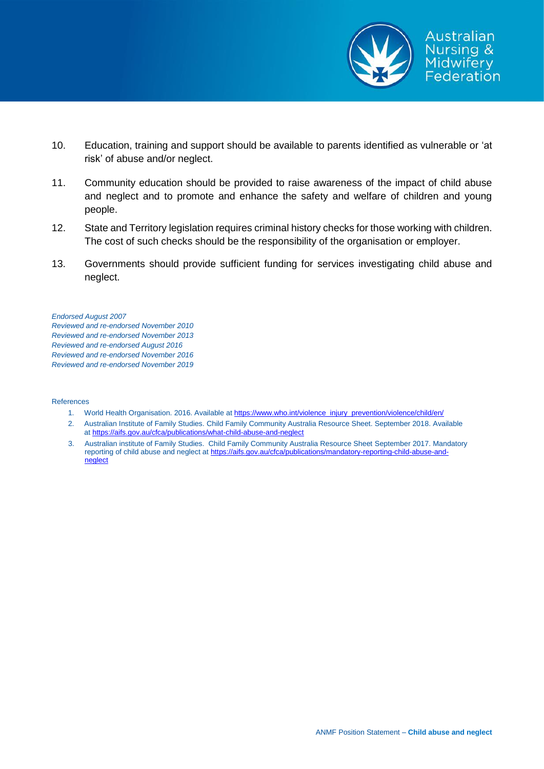10. Education, training and support should be available to parents identified as vulnerable or 'at risk' of abuse and/or neglect.

11. Community education should be provided to raise awareness of the impact of child abuse and neglect and to promote and enhance the safety and welfare of children and young people.

12. State and Territory legislation requires criminal history checks for those working with children. The cost of such checks should be the responsibility of the organisation or employer.

13. Governments should provide sufficient funding for services investigating child abuse and neglect.

*Endorsed August 2007*
*Reviewed and re-endorsed November 2010*
*Reviewed and re-endorsed November 2013*
*Reviewed and re-endorsed August 2016*
*Reviewed and re-endorsed November 2016*
*Reviewed and re-endorsed November 2019*

References

1. World Health Organisation. 2016. Available at https://www.who.int/violence_injury_prevention/violence/child/en/
2. Australian Institute of Family Studies. Child Family Community Australia Resource Sheet. September 2018. Available at https://aifs.gov.au/cfca/publications/what-child-abuse-and-neglect
3. Australian institute of Family Studies. Child Family Community Australia Resource Sheet September 2017. Mandatory reporting of child abuse and neglect at https://aifs.gov.au/cfca/publications/mandatory-reporting-child-abuse-and-neglect